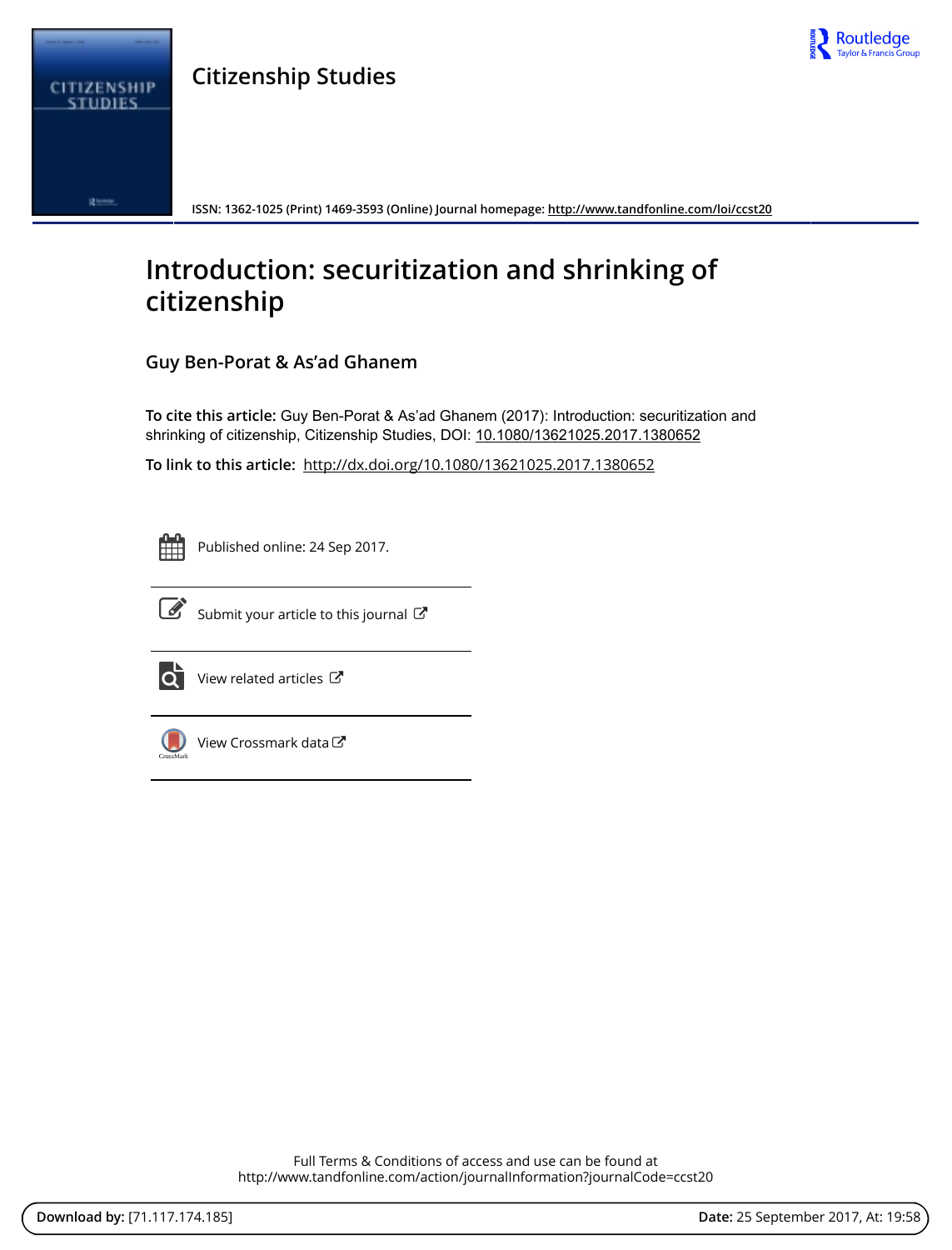# Citizenship Studies

ISSN: 1362-1025 (Print) 1469-3593 (Online) Journal homepage: http://www.tandfonline.com/loi/ccst20

# Introduction: securitization and shrinking of citizenship

## Guy Ben-Porat & As'ad Ghanem

**To cite this article:** Guy Ben-Porat & As'ad Ghanem (2017): Introduction: securitization and shrinking of citizenship, Citizenship Studies, DOI: 10.1080/13621025.2017.1380652

**To link to this article:** http://dx.doi.org/10.1080/13621025.2017.1380652

Published online: 24 Sep 2017.

Submit your article to this journal

View related articles

View Crossmark data

Full Terms & Conditions of access and use can be found at
http://www.tandfonline.com/action/journalInformation?journalCode=ccst20

**Download by:** [71.117.174.185] **Date:** 25 September 2017, At: 19:58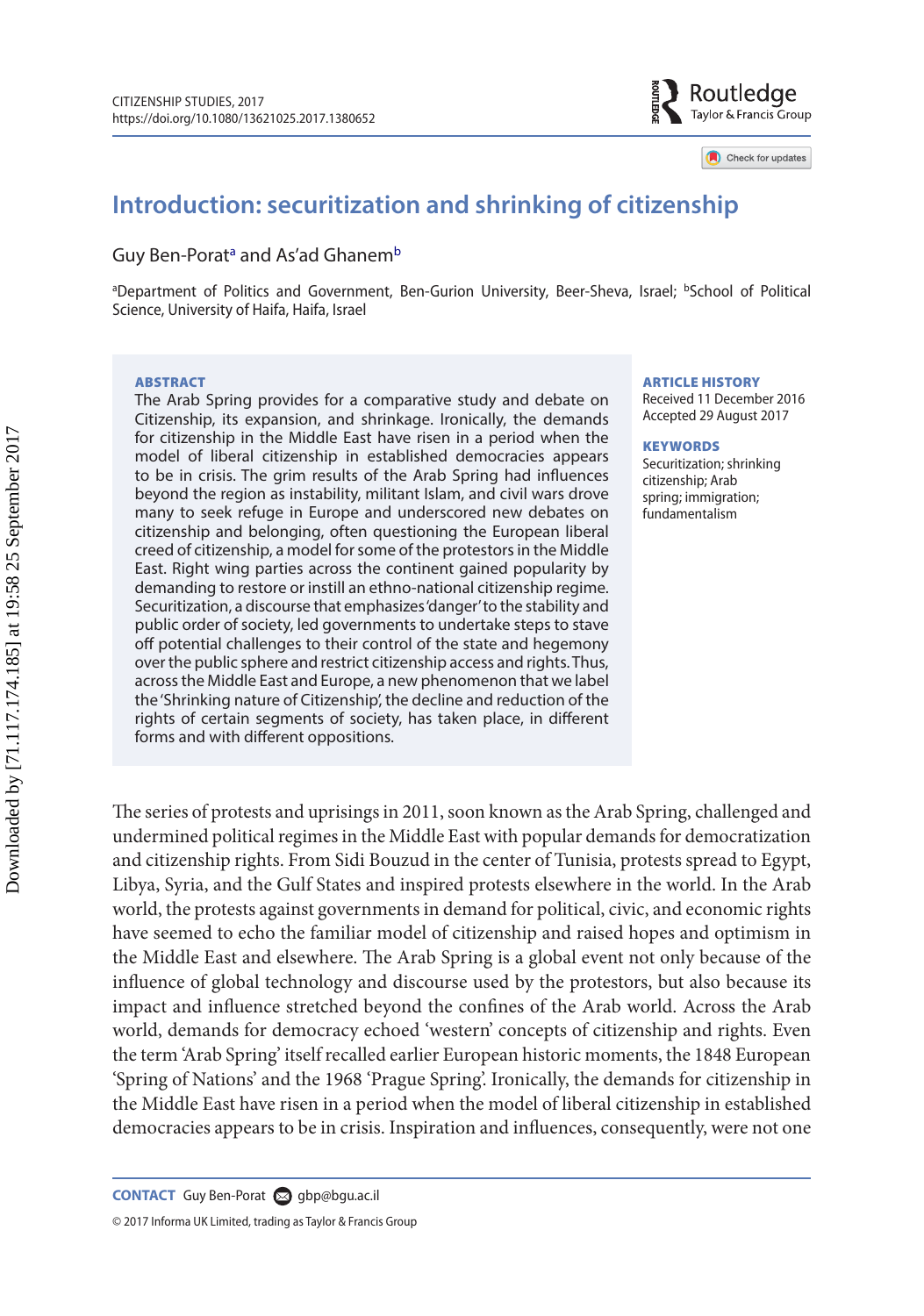# Introduction: securitization and shrinking of citizenship

Guy Ben-Porat[a] and As'ad Ghanem[b]

[a]Department of Politics and Government, Ben-Gurion University, Beer-Sheva, Israel; [b]School of Political Science, University of Haifa, Haifa, Israel

**ABSTRACT**

The Arab Spring provides for a comparative study and debate on Citizenship, its expansion, and shrinkage. Ironically, the demands for citizenship in the Middle East have risen in a period when the model of liberal citizenship in established democracies appears to be in crisis. The grim results of the Arab Spring had influences beyond the region as instability, militant Islam, and civil wars drove many to seek refuge in Europe and underscored new debates on citizenship and belonging, often questioning the European liberal creed of citizenship, a model for some of the protestors in the Middle East. Right wing parties across the continent gained popularity by demanding to restore or instill an ethno-national citizenship regime. Securitization, a discourse that emphasizes 'danger' to the stability and public order of society, led governments to undertake steps to stave off potential challenges to their control of the state and hegemony over the public sphere and restrict citizenship access and rights. Thus, across the Middle East and Europe, a new phenomenon that we label the 'Shrinking nature of Citizenship', the decline and reduction of the rights of certain segments of society, has taken place, in different forms and with different oppositions.

**ARTICLE HISTORY**

Received 11 December 2016
Accepted 29 August 2017

**KEYWORDS**

Securitization; shrinking citizenship; Arab spring; immigration; fundamentalism

The series of protests and uprisings in 2011, soon known as the Arab Spring, challenged and undermined political regimes in the Middle East with popular demands for democratization and citizenship rights. From Sidi Bouzud in the center of Tunisia, protests spread to Egypt, Libya, Syria, and the Gulf States and inspired protests elsewhere in the world. In the Arab world, the protests against governments in demand for political, civic, and economic rights have seemed to echo the familiar model of citizenship and raised hopes and optimism in the Middle East and elsewhere. The Arab Spring is a global event not only because of the influence of global technology and discourse used by the protestors, but also because its impact and influence stretched beyond the confines of the Arab world. Across the Arab world, demands for democracy echoed 'western' concepts of citizenship and rights. Even the term 'Arab Spring' itself recalled earlier European historic moments, the 1848 European 'Spring of Nations' and the 1968 'Prague Spring'. Ironically, the demands for citizenship in the Middle East have risen in a period when the model of liberal citizenship in established democracies appears to be in crisis. Inspiration and influences, consequently, were not one

**CONTACT** Guy Ben-Porat gbp@bgu.ac.il

© 2017 Informa UK Limited, trading as Taylor & Francis Group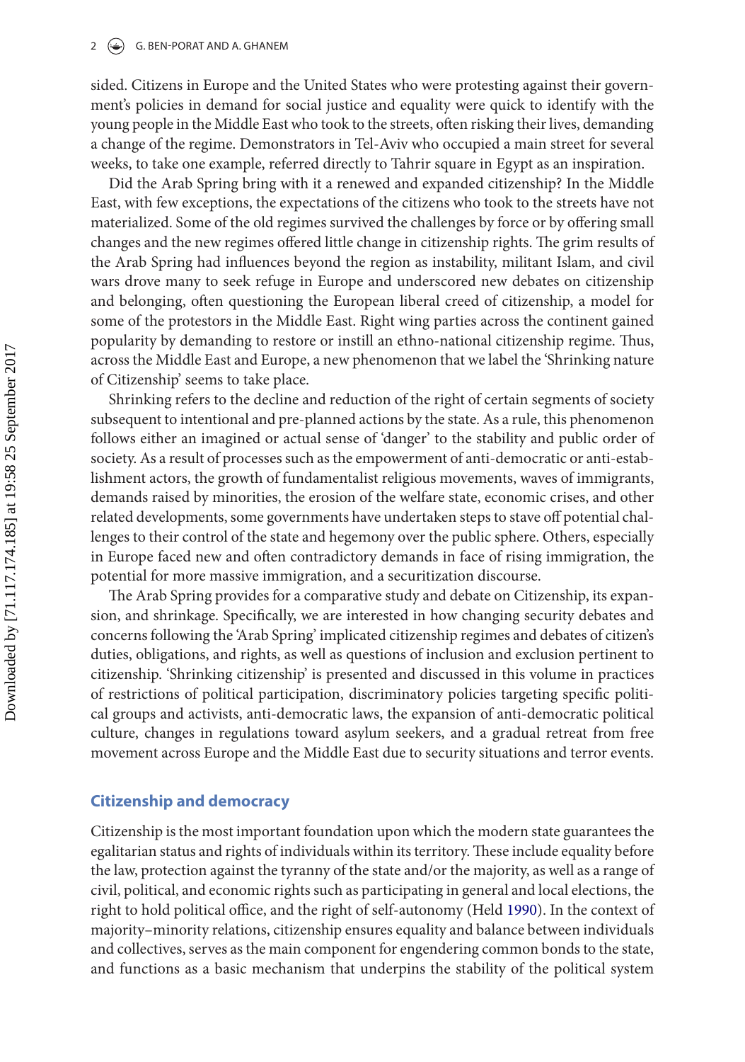sided. Citizens in Europe and the United States who were protesting against their government's policies in demand for social justice and equality were quick to identify with the young people in the Middle East who took to the streets, often risking their lives, demanding a change of the regime. Demonstrators in Tel-Aviv who occupied a main street for several weeks, to take one example, referred directly to Tahrir square in Egypt as an inspiration.

Did the Arab Spring bring with it a renewed and expanded citizenship? In the Middle East, with few exceptions, the expectations of the citizens who took to the streets have not materialized. Some of the old regimes survived the challenges by force or by offering small changes and the new regimes offered little change in citizenship rights. The grim results of the Arab Spring had influences beyond the region as instability, militant Islam, and civil wars drove many to seek refuge in Europe and underscored new debates on citizenship and belonging, often questioning the European liberal creed of citizenship, a model for some of the protestors in the Middle East. Right wing parties across the continent gained popularity by demanding to restore or instill an ethno-national citizenship regime. Thus, across the Middle East and Europe, a new phenomenon that we label the 'Shrinking nature of Citizenship' seems to take place.

Shrinking refers to the decline and reduction of the right of certain segments of society subsequent to intentional and pre-planned actions by the state. As a rule, this phenomenon follows either an imagined or actual sense of 'danger' to the stability and public order of society. As a result of processes such as the empowerment of anti-democratic or anti-establishment actors, the growth of fundamentalist religious movements, waves of immigrants, demands raised by minorities, the erosion of the welfare state, economic crises, and other related developments, some governments have undertaken steps to stave off potential challenges to their control of the state and hegemony over the public sphere. Others, especially in Europe faced new and often contradictory demands in face of rising immigration, the potential for more massive immigration, and a securitization discourse.

The Arab Spring provides for a comparative study and debate on Citizenship, its expansion, and shrinkage. Specifically, we are interested in how changing security debates and concerns following the 'Arab Spring' implicated citizenship regimes and debates of citizen's duties, obligations, and rights, as well as questions of inclusion and exclusion pertinent to citizenship. 'Shrinking citizenship' is presented and discussed in this volume in practices of restrictions of political participation, discriminatory policies targeting specific political groups and activists, anti-democratic laws, the expansion of anti-democratic political culture, changes in regulations toward asylum seekers, and a gradual retreat from free movement across Europe and the Middle East due to security situations and terror events.

## Citizenship and democracy

Citizenship is the most important foundation upon which the modern state guarantees the egalitarian status and rights of individuals within its territory. These include equality before the law, protection against the tyranny of the state and/or the majority, as well as a range of civil, political, and economic rights such as participating in general and local elections, the right to hold political office, and the right of self-autonomy (Held 1990). In the context of majority–minority relations, citizenship ensures equality and balance between individuals and collectives, serves as the main component for engendering common bonds to the state, and functions as a basic mechanism that underpins the stability of the political system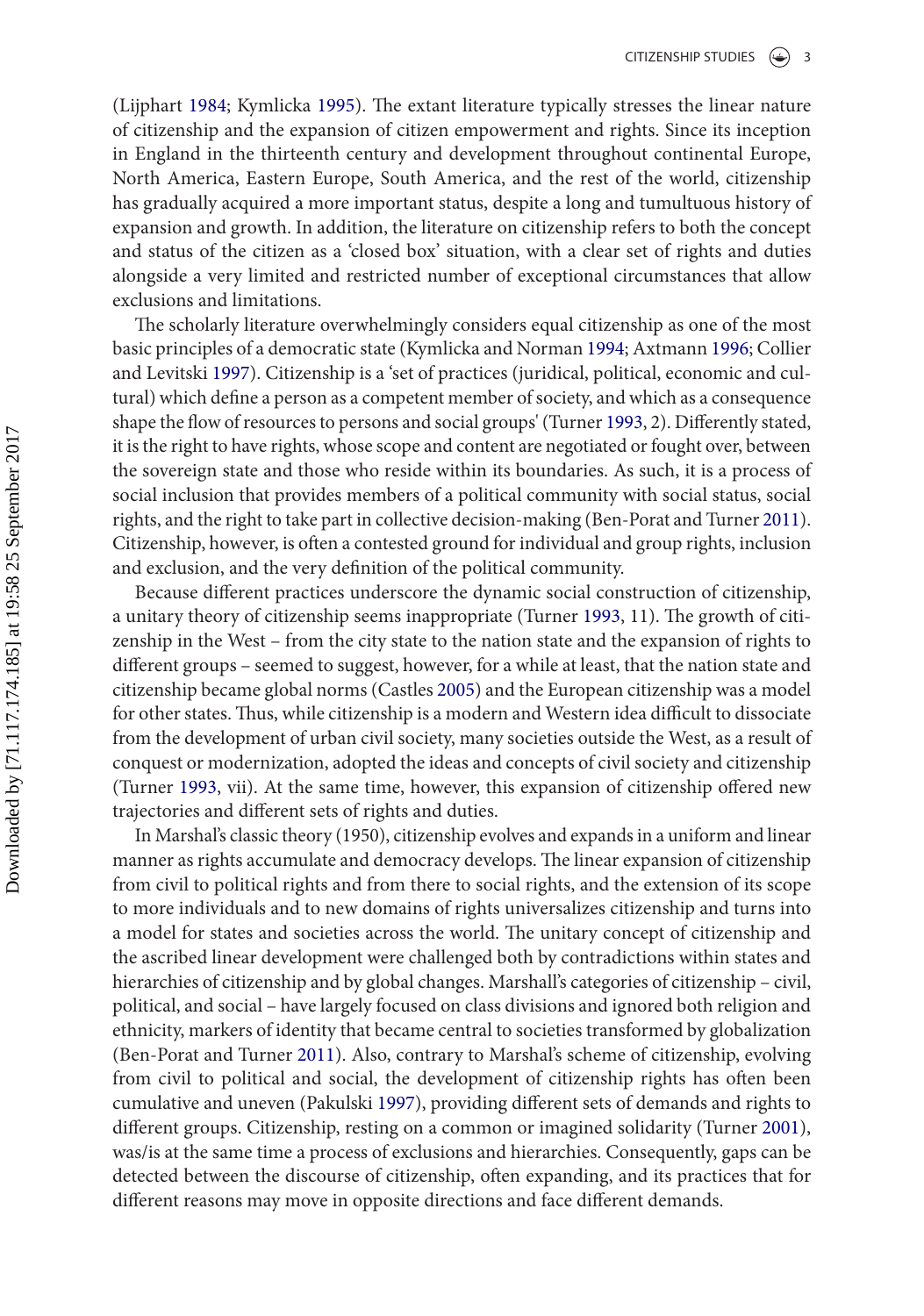(Lijphart 1984; Kymlicka 1995). The extant literature typically stresses the linear nature of citizenship and the expansion of citizen empowerment and rights. Since its inception in England in the thirteenth century and development throughout continental Europe, North America, Eastern Europe, South America, and the rest of the world, citizenship has gradually acquired a more important status, despite a long and tumultuous history of expansion and growth. In addition, the literature on citizenship refers to both the concept and status of the citizen as a 'closed box' situation, with a clear set of rights and duties alongside a very limited and restricted number of exceptional circumstances that allow exclusions and limitations.

The scholarly literature overwhelmingly considers equal citizenship as one of the most basic principles of a democratic state (Kymlicka and Norman 1994; Axtmann 1996; Collier and Levitski 1997). Citizenship is a 'set of practices (juridical, political, economic and cultural) which define a person as a competent member of society, and which as a consequence shape the flow of resources to persons and social groups' (Turner 1993, 2). Differently stated, it is the right to have rights, whose scope and content are negotiated or fought over, between the sovereign state and those who reside within its boundaries. As such, it is a process of social inclusion that provides members of a political community with social status, social rights, and the right to take part in collective decision-making (Ben-Porat and Turner 2011). Citizenship, however, is often a contested ground for individual and group rights, inclusion and exclusion, and the very definition of the political community.

Because different practices underscore the dynamic social construction of citizenship, a unitary theory of citizenship seems inappropriate (Turner 1993, 11). The growth of citizenship in the West – from the city state to the nation state and the expansion of rights to different groups – seemed to suggest, however, for a while at least, that the nation state and citizenship became global norms (Castles 2005) and the European citizenship was a model for other states. Thus, while citizenship is a modern and Western idea difficult to dissociate from the development of urban civil society, many societies outside the West, as a result of conquest or modernization, adopted the ideas and concepts of civil society and citizenship (Turner 1993, vii). At the same time, however, this expansion of citizenship offered new trajectories and different sets of rights and duties.

In Marshal's classic theory (1950), citizenship evolves and expands in a uniform and linear manner as rights accumulate and democracy develops. The linear expansion of citizenship from civil to political rights and from there to social rights, and the extension of its scope to more individuals and to new domains of rights universalizes citizenship and turns into a model for states and societies across the world. The unitary concept of citizenship and the ascribed linear development were challenged both by contradictions within states and hierarchies of citizenship and by global changes. Marshall's categories of citizenship – civil, political, and social – have largely focused on class divisions and ignored both religion and ethnicity, markers of identity that became central to societies transformed by globalization (Ben-Porat and Turner 2011). Also, contrary to Marshal's scheme of citizenship, evolving from civil to political and social, the development of citizenship rights has often been cumulative and uneven (Pakulski 1997), providing different sets of demands and rights to different groups. Citizenship, resting on a common or imagined solidarity (Turner 2001), was/is at the same time a process of exclusions and hierarchies. Consequently, gaps can be detected between the discourse of citizenship, often expanding, and its practices that for different reasons may move in opposite directions and face different demands.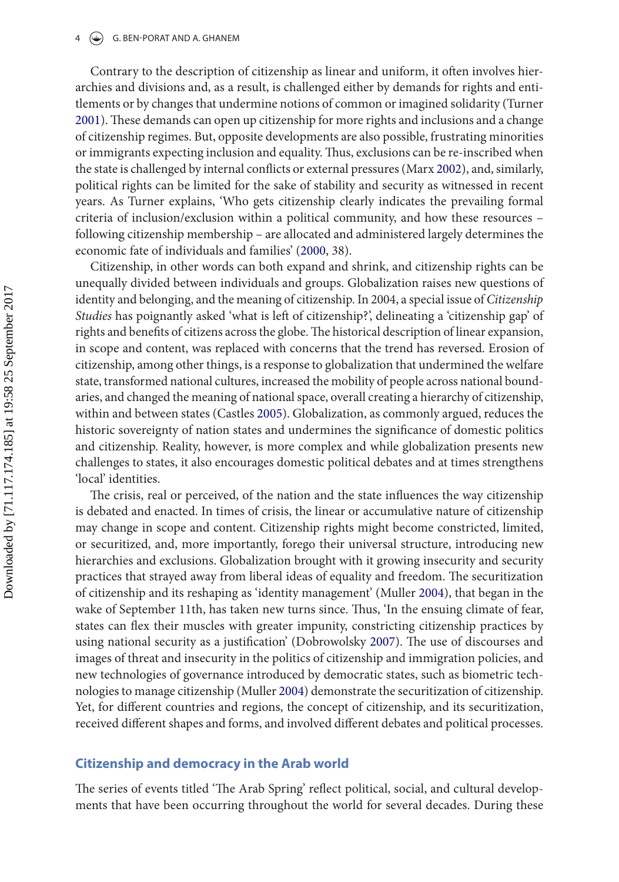Contrary to the description of citizenship as linear and uniform, it often involves hierarchies and divisions and, as a result, is challenged either by demands for rights and entitlements or by changes that undermine notions of common or imagined solidarity (Turner 2001). These demands can open up citizenship for more rights and inclusions and a change of citizenship regimes. But, opposite developments are also possible, frustrating minorities or immigrants expecting inclusion and equality. Thus, exclusions can be re-inscribed when the state is challenged by internal conflicts or external pressures (Marx 2002), and, similarly, political rights can be limited for the sake of stability and security as witnessed in recent years. As Turner explains, 'Who gets citizenship clearly indicates the prevailing formal criteria of inclusion/exclusion within a political community, and how these resources – following citizenship membership – are allocated and administered largely determines the economic fate of individuals and families' (2000, 38).

Citizenship, in other words can both expand and shrink, and citizenship rights can be unequally divided between individuals and groups. Globalization raises new questions of identity and belonging, and the meaning of citizenship. In 2004, a special issue of *Citizenship Studies* has poignantly asked 'what is left of citizenship?', delineating a 'citizenship gap' of rights and benefits of citizens across the globe. The historical description of linear expansion, in scope and content, was replaced with concerns that the trend has reversed. Erosion of citizenship, among other things, is a response to globalization that undermined the welfare state, transformed national cultures, increased the mobility of people across national boundaries, and changed the meaning of national space, overall creating a hierarchy of citizenship, within and between states (Castles 2005). Globalization, as commonly argued, reduces the historic sovereignty of nation states and undermines the significance of domestic politics and citizenship. Reality, however, is more complex and while globalization presents new challenges to states, it also encourages domestic political debates and at times strengthens 'local' identities.

The crisis, real or perceived, of the nation and the state influences the way citizenship is debated and enacted. In times of crisis, the linear or accumulative nature of citizenship may change in scope and content. Citizenship rights might become constricted, limited, or securitized, and, more importantly, forego their universal structure, introducing new hierarchies and exclusions. Globalization brought with it growing insecurity and security practices that strayed away from liberal ideas of equality and freedom. The securitization of citizenship and its reshaping as 'identity management' (Muller 2004), that began in the wake of September 11th, has taken new turns since. Thus, 'In the ensuing climate of fear, states can flex their muscles with greater impunity, constricting citizenship practices by using national security as a justification' (Dobrowolsky 2007). The use of discourses and images of threat and insecurity in the politics of citizenship and immigration policies, and new technologies of governance introduced by democratic states, such as biometric technologies to manage citizenship (Muller 2004) demonstrate the securitization of citizenship. Yet, for different countries and regions, the concept of citizenship, and its securitization, received different shapes and forms, and involved different debates and political processes.

## Citizenship and democracy in the Arab world

The series of events titled 'The Arab Spring' reflect political, social, and cultural developments that have been occurring throughout the world for several decades. During these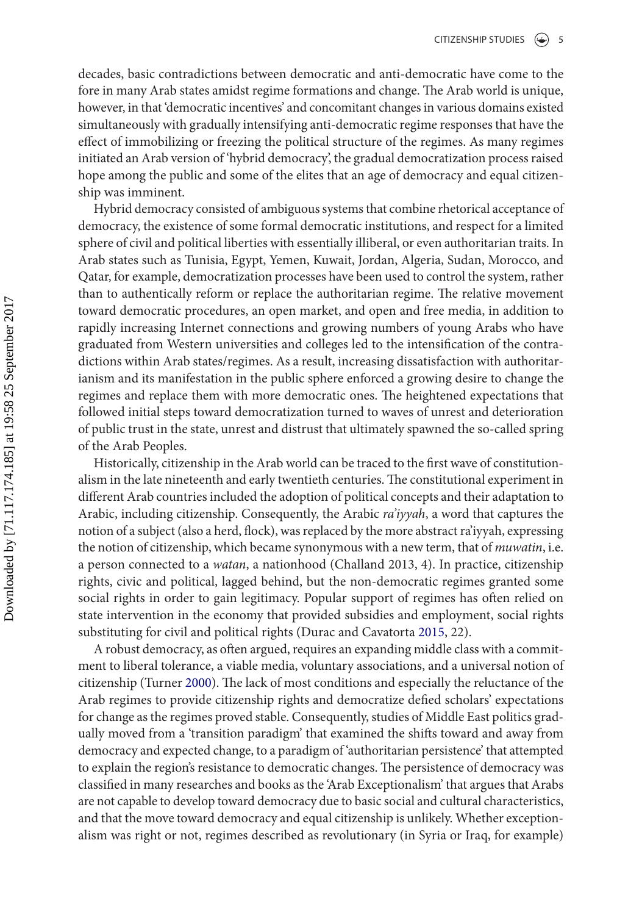decades, basic contradictions between democratic and anti-democratic have come to the fore in many Arab states amidst regime formations and change. The Arab world is unique, however, in that 'democratic incentives' and concomitant changes in various domains existed simultaneously with gradually intensifying anti-democratic regime responses that have the effect of immobilizing or freezing the political structure of the regimes. As many regimes initiated an Arab version of 'hybrid democracy', the gradual democratization process raised hope among the public and some of the elites that an age of democracy and equal citizenship was imminent.

Hybrid democracy consisted of ambiguous systems that combine rhetorical acceptance of democracy, the existence of some formal democratic institutions, and respect for a limited sphere of civil and political liberties with essentially illiberal, or even authoritarian traits. In Arab states such as Tunisia, Egypt, Yemen, Kuwait, Jordan, Algeria, Sudan, Morocco, and Qatar, for example, democratization processes have been used to control the system, rather than to authentically reform or replace the authoritarian regime. The relative movement toward democratic procedures, an open market, and open and free media, in addition to rapidly increasing Internet connections and growing numbers of young Arabs who have graduated from Western universities and colleges led to the intensification of the contradictions within Arab states/regimes. As a result, increasing dissatisfaction with authoritarianism and its manifestation in the public sphere enforced a growing desire to change the regimes and replace them with more democratic ones. The heightened expectations that followed initial steps toward democratization turned to waves of unrest and deterioration of public trust in the state, unrest and distrust that ultimately spawned the so-called spring of the Arab Peoples.

Historically, citizenship in the Arab world can be traced to the first wave of constitutionalism in the late nineteenth and early twentieth centuries. The constitutional experiment in different Arab countries included the adoption of political concepts and their adaptation to Arabic, including citizenship. Consequently, the Arabic *ra'iyyah*, a word that captures the notion of a subject (also a herd, flock), was replaced by the more abstract ra'iyyah, expressing the notion of citizenship, which became synonymous with a new term, that of *muwatin*, i.e. a person connected to a *watan*, a nationhood (Challand 2013, 4). In practice, citizenship rights, civic and political, lagged behind, but the non-democratic regimes granted some social rights in order to gain legitimacy. Popular support of regimes has often relied on state intervention in the economy that provided subsidies and employment, social rights substituting for civil and political rights (Durac and Cavatorta 2015, 22).

A robust democracy, as often argued, requires an expanding middle class with a commitment to liberal tolerance, a viable media, voluntary associations, and a universal notion of citizenship (Turner 2000). The lack of most conditions and especially the reluctance of the Arab regimes to provide citizenship rights and democratize defied scholars' expectations for change as the regimes proved stable. Consequently, studies of Middle East politics gradually moved from a 'transition paradigm' that examined the shifts toward and away from democracy and expected change, to a paradigm of 'authoritarian persistence' that attempted to explain the region's resistance to democratic changes. The persistence of democracy was classified in many researches and books as the 'Arab Exceptionalism' that argues that Arabs are not capable to develop toward democracy due to basic social and cultural characteristics, and that the move toward democracy and equal citizenship is unlikely. Whether exceptionalism was right or not, regimes described as revolutionary (in Syria or Iraq, for example)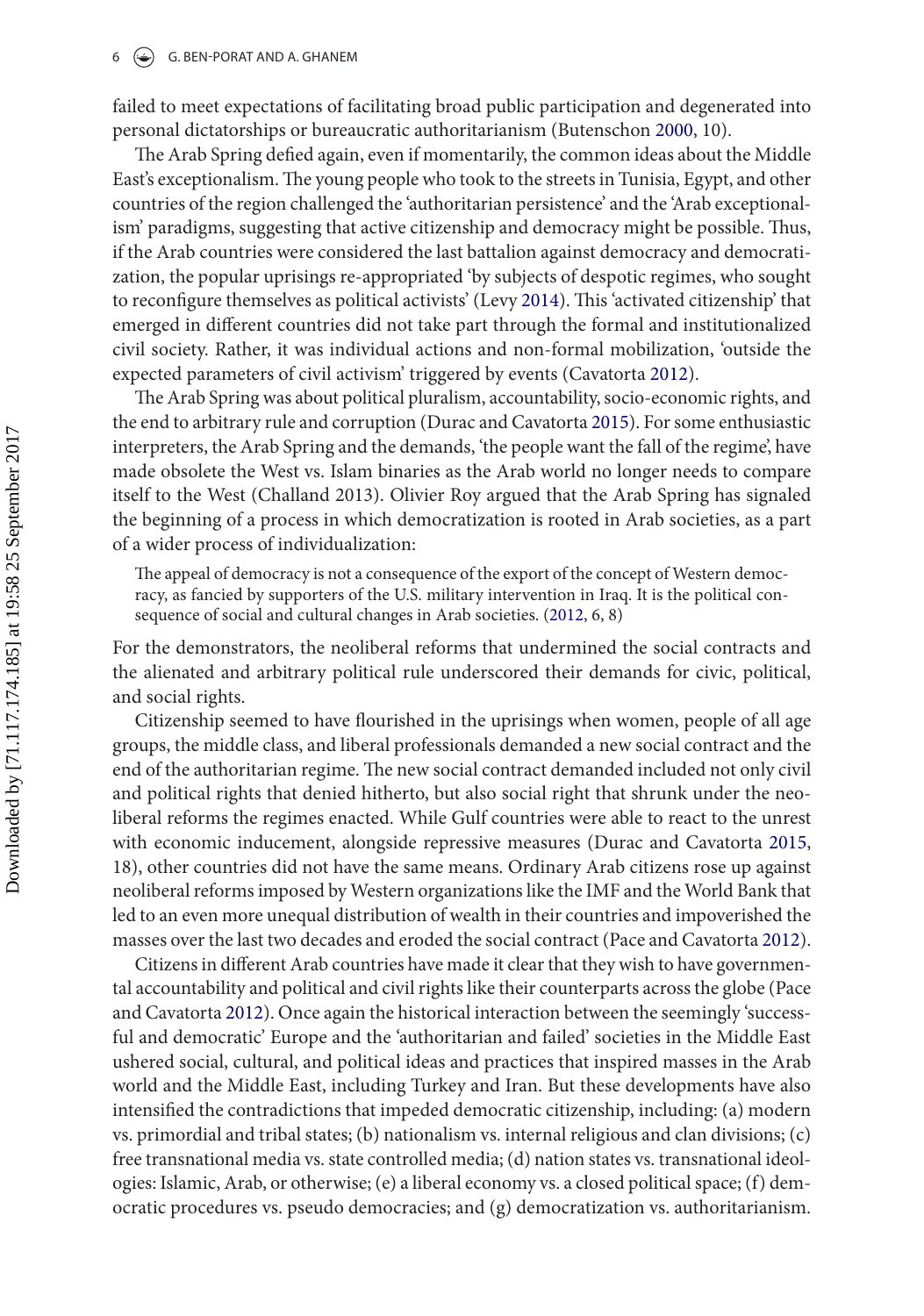failed to meet expectations of facilitating broad public participation and degenerated into personal dictatorships or bureaucratic authoritarianism (Butenschon 2000, 10).

The Arab Spring defied again, even if momentarily, the common ideas about the Middle East's exceptionalism. The young people who took to the streets in Tunisia, Egypt, and other countries of the region challenged the 'authoritarian persistence' and the 'Arab exceptionalism' paradigms, suggesting that active citizenship and democracy might be possible. Thus, if the Arab countries were considered the last battalion against democracy and democratization, the popular uprisings re-appropriated 'by subjects of despotic regimes, who sought to reconfigure themselves as political activists' (Levy 2014). This 'activated citizenship' that emerged in different countries did not take part through the formal and institutionalized civil society. Rather, it was individual actions and non-formal mobilization, 'outside the expected parameters of civil activism' triggered by events (Cavatorta 2012).

The Arab Spring was about political pluralism, accountability, socio-economic rights, and the end to arbitrary rule and corruption (Durac and Cavatorta 2015). For some enthusiastic interpreters, the Arab Spring and the demands, 'the people want the fall of the regime', have made obsolete the West vs. Islam binaries as the Arab world no longer needs to compare itself to the West (Challand 2013). Olivier Roy argued that the Arab Spring has signaled the beginning of a process in which democratization is rooted in Arab societies, as a part of a wider process of individualization:

> The appeal of democracy is not a consequence of the export of the concept of Western democracy, as fancied by supporters of the U.S. military intervention in Iraq. It is the political consequence of social and cultural changes in Arab societies. (2012, 6, 8)

For the demonstrators, the neoliberal reforms that undermined the social contracts and the alienated and arbitrary political rule underscored their demands for civic, political, and social rights.

Citizenship seemed to have flourished in the uprisings when women, people of all age groups, the middle class, and liberal professionals demanded a new social contract and the end of the authoritarian regime. The new social contract demanded included not only civil and political rights that denied hitherto, but also social right that shrunk under the neoliberal reforms the regimes enacted. While Gulf countries were able to react to the unrest with economic inducement, alongside repressive measures (Durac and Cavatorta 2015, 18), other countries did not have the same means. Ordinary Arab citizens rose up against neoliberal reforms imposed by Western organizations like the IMF and the World Bank that led to an even more unequal distribution of wealth in their countries and impoverished the masses over the last two decades and eroded the social contract (Pace and Cavatorta 2012).

Citizens in different Arab countries have made it clear that they wish to have governmental accountability and political and civil rights like their counterparts across the globe (Pace and Cavatorta 2012). Once again the historical interaction between the seemingly 'successful and democratic' Europe and the 'authoritarian and failed' societies in the Middle East ushered social, cultural, and political ideas and practices that inspired masses in the Arab world and the Middle East, including Turkey and Iran. But these developments have also intensified the contradictions that impeded democratic citizenship, including: (a) modern vs. primordial and tribal states; (b) nationalism vs. internal religious and clan divisions; (c) free transnational media vs. state controlled media; (d) nation states vs. transnational ideologies: Islamic, Arab, or otherwise; (e) a liberal economy vs. a closed political space; (f) democratic procedures vs. pseudo democracies; and (g) democratization vs. authoritarianism.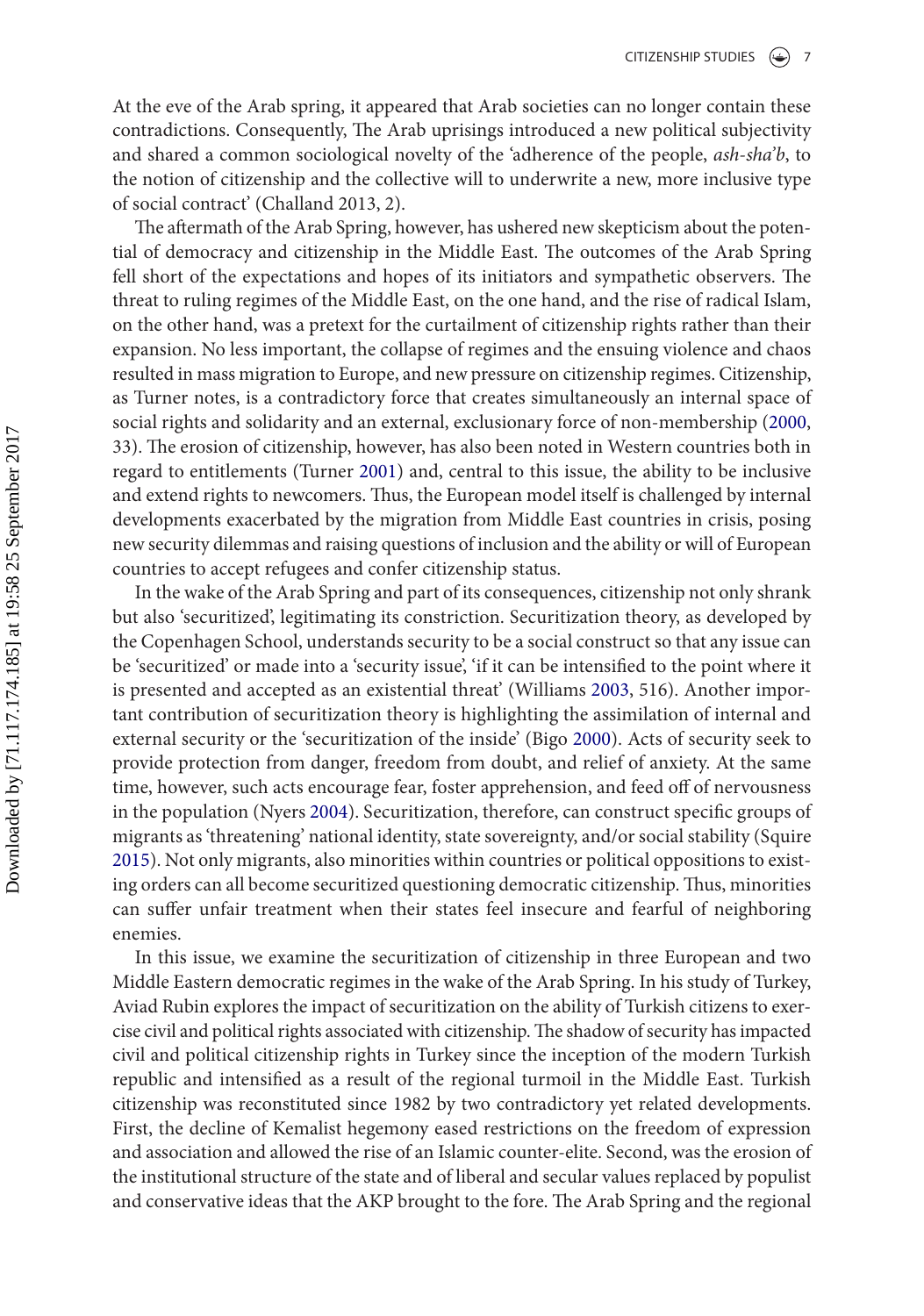At the eve of the Arab spring, it appeared that Arab societies can no longer contain these contradictions. Consequently, The Arab uprisings introduced a new political subjectivity and shared a common sociological novelty of the 'adherence of the people, *ash-sha'b*, to the notion of citizenship and the collective will to underwrite a new, more inclusive type of social contract' (Challand 2013, 2).

The aftermath of the Arab Spring, however, has ushered new skepticism about the potential of democracy and citizenship in the Middle East. The outcomes of the Arab Spring fell short of the expectations and hopes of its initiators and sympathetic observers. The threat to ruling regimes of the Middle East, on the one hand, and the rise of radical Islam, on the other hand, was a pretext for the curtailment of citizenship rights rather than their expansion. No less important, the collapse of regimes and the ensuing violence and chaos resulted in mass migration to Europe, and new pressure on citizenship regimes. Citizenship, as Turner notes, is a contradictory force that creates simultaneously an internal space of social rights and solidarity and an external, exclusionary force of non-membership (2000, 33). The erosion of citizenship, however, has also been noted in Western countries both in regard to entitlements (Turner 2001) and, central to this issue, the ability to be inclusive and extend rights to newcomers. Thus, the European model itself is challenged by internal developments exacerbated by the migration from Middle East countries in crisis, posing new security dilemmas and raising questions of inclusion and the ability or will of European countries to accept refugees and confer citizenship status.

In the wake of the Arab Spring and part of its consequences, citizenship not only shrank but also 'securitized', legitimating its constriction. Securitization theory, as developed by the Copenhagen School, understands security to be a social construct so that any issue can be 'securitized' or made into a 'security issue', 'if it can be intensified to the point where it is presented and accepted as an existential threat' (Williams 2003, 516). Another important contribution of securitization theory is highlighting the assimilation of internal and external security or the 'securitization of the inside' (Bigo 2000). Acts of security seek to provide protection from danger, freedom from doubt, and relief of anxiety. At the same time, however, such acts encourage fear, foster apprehension, and feed off of nervousness in the population (Nyers 2004). Securitization, therefore, can construct specific groups of migrants as 'threatening' national identity, state sovereignty, and/or social stability (Squire 2015). Not only migrants, also minorities within countries or political oppositions to existing orders can all become securitized questioning democratic citizenship. Thus, minorities can suffer unfair treatment when their states feel insecure and fearful of neighboring enemies.

In this issue, we examine the securitization of citizenship in three European and two Middle Eastern democratic regimes in the wake of the Arab Spring. In his study of Turkey, Aviad Rubin explores the impact of securitization on the ability of Turkish citizens to exercise civil and political rights associated with citizenship. The shadow of security has impacted civil and political citizenship rights in Turkey since the inception of the modern Turkish republic and intensified as a result of the regional turmoil in the Middle East. Turkish citizenship was reconstituted since 1982 by two contradictory yet related developments. First, the decline of Kemalist hegemony eased restrictions on the freedom of expression and association and allowed the rise of an Islamic counter-elite. Second, was the erosion of the institutional structure of the state and of liberal and secular values replaced by populist and conservative ideas that the AKP brought to the fore. The Arab Spring and the regional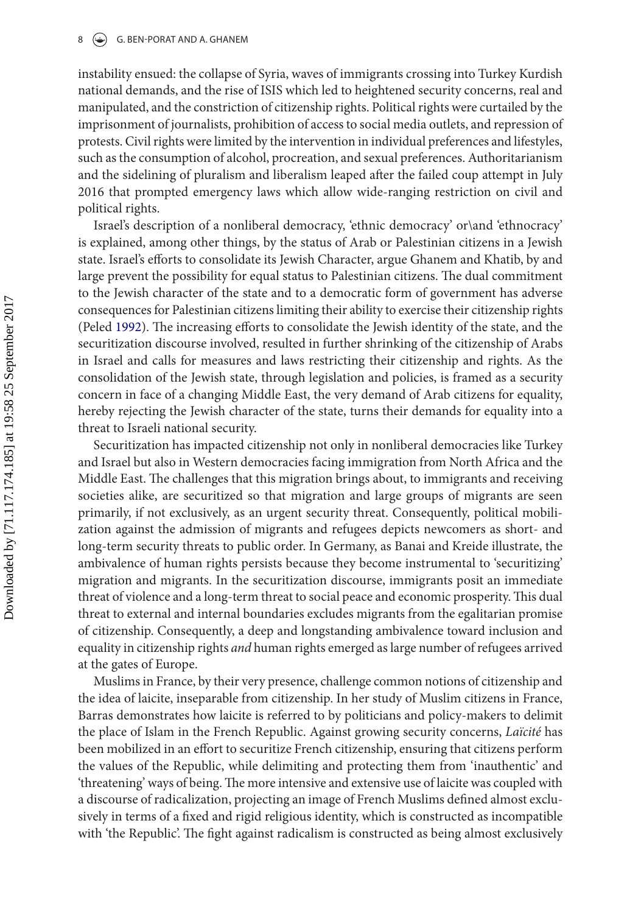instability ensued: the collapse of Syria, waves of immigrants crossing into Turkey Kurdish national demands, and the rise of ISIS which led to heightened security concerns, real and manipulated, and the constriction of citizenship rights. Political rights were curtailed by the imprisonment of journalists, prohibition of access to social media outlets, and repression of protests. Civil rights were limited by the intervention in individual preferences and lifestyles, such as the consumption of alcohol, procreation, and sexual preferences. Authoritarianism and the sidelining of pluralism and liberalism leaped after the failed coup attempt in July 2016 that prompted emergency laws which allow wide-ranging restriction on civil and political rights.

Israel's description of a nonliberal democracy, 'ethnic democracy' or\and 'ethnocracy' is explained, among other things, by the status of Arab or Palestinian citizens in a Jewish state. Israel's efforts to consolidate its Jewish Character, argue Ghanem and Khatib, by and large prevent the possibility for equal status to Palestinian citizens. The dual commitment to the Jewish character of the state and to a democratic form of government has adverse consequences for Palestinian citizens limiting their ability to exercise their citizenship rights (Peled 1992). The increasing efforts to consolidate the Jewish identity of the state, and the securitization discourse involved, resulted in further shrinking of the citizenship of Arabs in Israel and calls for measures and laws restricting their citizenship and rights. As the consolidation of the Jewish state, through legislation and policies, is framed as a security concern in face of a changing Middle East, the very demand of Arab citizens for equality, hereby rejecting the Jewish character of the state, turns their demands for equality into a threat to Israeli national security.

Securitization has impacted citizenship not only in nonliberal democracies like Turkey and Israel but also in Western democracies facing immigration from North Africa and the Middle East. The challenges that this migration brings about, to immigrants and receiving societies alike, are securitized so that migration and large groups of migrants are seen primarily, if not exclusively, as an urgent security threat. Consequently, political mobilization against the admission of migrants and refugees depicts newcomers as short- and long-term security threats to public order. In Germany, as Banai and Kreide illustrate, the ambivalence of human rights persists because they become instrumental to 'securitizing' migration and migrants. In the securitization discourse, immigrants posit an immediate threat of violence and a long-term threat to social peace and economic prosperity. This dual threat to external and internal boundaries excludes migrants from the egalitarian promise of citizenship. Consequently, a deep and longstanding ambivalence toward inclusion and equality in citizenship rights *and* human rights emerged as large number of refugees arrived at the gates of Europe.

Muslims in France, by their very presence, challenge common notions of citizenship and the idea of laicite, inseparable from citizenship. In her study of Muslim citizens in France, Barras demonstrates how laicite is referred to by politicians and policy-makers to delimit the place of Islam in the French Republic. Against growing security concerns, *Laïcité* has been mobilized in an effort to securitize French citizenship, ensuring that citizens perform the values of the Republic, while delimiting and protecting them from 'inauthentic' and 'threatening' ways of being. The more intensive and extensive use of laicite was coupled with a discourse of radicalization, projecting an image of French Muslims defined almost exclusively in terms of a fixed and rigid religious identity, which is constructed as incompatible with 'the Republic'. The fight against radicalism is constructed as being almost exclusively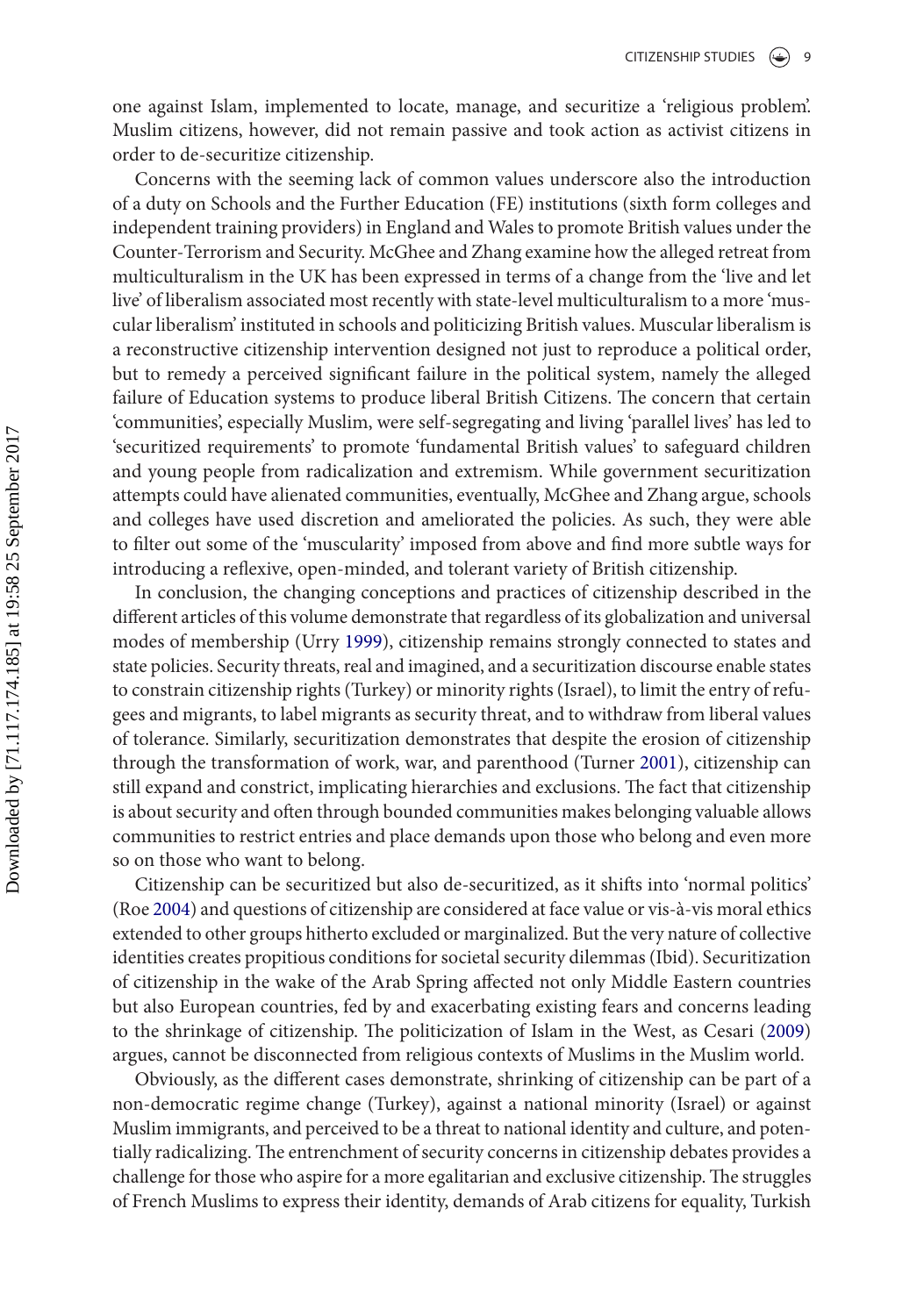one against Islam, implemented to locate, manage, and securitize a 'religious problem'. Muslim citizens, however, did not remain passive and took action as activist citizens in order to de-securitize citizenship.

Concerns with the seeming lack of common values underscore also the introduction of a duty on Schools and the Further Education (FE) institutions (sixth form colleges and independent training providers) in England and Wales to promote British values under the Counter-Terrorism and Security. McGhee and Zhang examine how the alleged retreat from multiculturalism in the UK has been expressed in terms of a change from the 'live and let live' of liberalism associated most recently with state-level multiculturalism to a more 'muscular liberalism' instituted in schools and politicizing British values. Muscular liberalism is a reconstructive citizenship intervention designed not just to reproduce a political order, but to remedy a perceived significant failure in the political system, namely the alleged failure of Education systems to produce liberal British Citizens. The concern that certain 'communities', especially Muslim, were self-segregating and living 'parallel lives' has led to 'securitized requirements' to promote 'fundamental British values' to safeguard children and young people from radicalization and extremism. While government securitization attempts could have alienated communities, eventually, McGhee and Zhang argue, schools and colleges have used discretion and ameliorated the policies. As such, they were able to filter out some of the 'muscularity' imposed from above and find more subtle ways for introducing a reflexive, open-minded, and tolerant variety of British citizenship.

In conclusion, the changing conceptions and practices of citizenship described in the different articles of this volume demonstrate that regardless of its globalization and universal modes of membership (Urry 1999), citizenship remains strongly connected to states and state policies. Security threats, real and imagined, and a securitization discourse enable states to constrain citizenship rights (Turkey) or minority rights (Israel), to limit the entry of refugees and migrants, to label migrants as security threat, and to withdraw from liberal values of tolerance. Similarly, securitization demonstrates that despite the erosion of citizenship through the transformation of work, war, and parenthood (Turner 2001), citizenship can still expand and constrict, implicating hierarchies and exclusions. The fact that citizenship is about security and often through bounded communities makes belonging valuable allows communities to restrict entries and place demands upon those who belong and even more so on those who want to belong.

Citizenship can be securitized but also de-securitized, as it shifts into 'normal politics' (Roe 2004) and questions of citizenship are considered at face value or vis-à-vis moral ethics extended to other groups hitherto excluded or marginalized. But the very nature of collective identities creates propitious conditions for societal security dilemmas (Ibid). Securitization of citizenship in the wake of the Arab Spring affected not only Middle Eastern countries but also European countries, fed by and exacerbating existing fears and concerns leading to the shrinkage of citizenship. The politicization of Islam in the West, as Cesari (2009) argues, cannot be disconnected from religious contexts of Muslims in the Muslim world.

Obviously, as the different cases demonstrate, shrinking of citizenship can be part of a non-democratic regime change (Turkey), against a national minority (Israel) or against Muslim immigrants, and perceived to be a threat to national identity and culture, and potentially radicalizing. The entrenchment of security concerns in citizenship debates provides a challenge for those who aspire for a more egalitarian and exclusive citizenship. The struggles of French Muslims to express their identity, demands of Arab citizens for equality, Turkish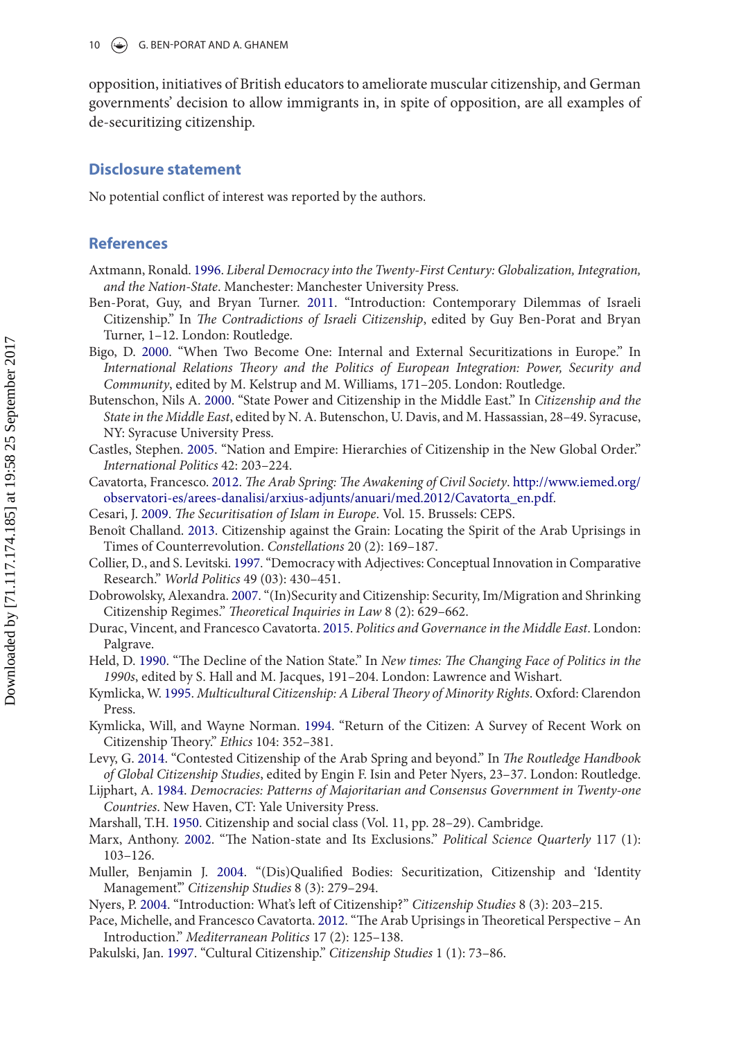opposition, initiatives of British educators to ameliorate muscular citizenship, and German governments' decision to allow immigrants in, in spite of opposition, are all examples of de-securitizing citizenship.

## Disclosure statement

No potential conflict of interest was reported by the authors.

## References

Axtmann, Ronald. 1996. *Liberal Democracy into the Twenty-First Century: Globalization, Integration, and the Nation-State*. Manchester: Manchester University Press.

Ben-Porat, Guy, and Bryan Turner. 2011. "Introduction: Contemporary Dilemmas of Israeli Citizenship." In *The Contradictions of Israeli Citizenship*, edited by Guy Ben-Porat and Bryan Turner, 1–12. London: Routledge.

Bigo, D. 2000. "When Two Become One: Internal and External Securitizations in Europe." In *International Relations Theory and the Politics of European Integration: Power, Security and Community*, edited by M. Kelstrup and M. Williams, 171–205. London: Routledge.

Butenschon, Nils A. 2000. "State Power and Citizenship in the Middle East." In *Citizenship and the State in the Middle East*, edited by N. A. Butenschon, U. Davis, and M. Hassassian, 28–49. Syracuse, NY: Syracuse University Press.

Castles, Stephen. 2005. "Nation and Empire: Hierarchies of Citizenship in the New Global Order." *International Politics* 42: 203–224.

Cavatorta, Francesco. 2012. *The Arab Spring: The Awakening of Civil Society*. http://www.iemed.org/observatori-es/arees-danalisi/arxius-adjunts/anuari/med.2012/Cavatorta_en.pdf.

Cesari, J. 2009. *The Securitisation of Islam in Europe*. Vol. 15. Brussels: CEPS.

Benoît Challand. 2013. Citizenship against the Grain: Locating the Spirit of the Arab Uprisings in Times of Counterrevolution. *Constellations* 20 (2): 169–187.

Collier, D., and S. Levitski. 1997. "Democracy with Adjectives: Conceptual Innovation in Comparative Research." *World Politics* 49 (03): 430–451.

Dobrowolsky, Alexandra. 2007. "(In)Security and Citizenship: Security, Im/Migration and Shrinking Citizenship Regimes." *Theoretical Inquiries in Law* 8 (2): 629–662.

Durac, Vincent, and Francesco Cavatorta. 2015. *Politics and Governance in the Middle East*. London: Palgrave.

Held, D. 1990. "The Decline of the Nation State." In *New times: The Changing Face of Politics in the 1990s*, edited by S. Hall and M. Jacques, 191–204. London: Lawrence and Wishart.

Kymlicka, W. 1995. *Multicultural Citizenship: A Liberal Theory of Minority Rights*. Oxford: Clarendon Press.

Kymlicka, Will, and Wayne Norman. 1994. "Return of the Citizen: A Survey of Recent Work on Citizenship Theory." *Ethics* 104: 352–381.

Levy, G. 2014. "Contested Citizenship of the Arab Spring and beyond." In *The Routledge Handbook of Global Citizenship Studies*, edited by Engin F. Isin and Peter Nyers, 23–37. London: Routledge.

Lijphart, A. 1984. *Democracies: Patterns of Majoritarian and Consensus Government in Twenty-one Countries*. New Haven, CT: Yale University Press.

Marshall, T.H. 1950. Citizenship and social class (Vol. 11, pp. 28–29). Cambridge.

Marx, Anthony. 2002. "The Nation-state and Its Exclusions." *Political Science Quarterly* 117 (1): 103–126.

Muller, Benjamin J. 2004. "(Dis)Qualified Bodies: Securitization, Citizenship and 'Identity Management'." *Citizenship Studies* 8 (3): 279–294.

Nyers, P. 2004. "Introduction: What's left of Citizenship?" *Citizenship Studies* 8 (3): 203–215.

Pace, Michelle, and Francesco Cavatorta. 2012. "The Arab Uprisings in Theoretical Perspective – An Introduction." *Mediterranean Politics* 17 (2): 125–138.

Pakulski, Jan. 1997. "Cultural Citizenship." *Citizenship Studies* 1 (1): 73–86.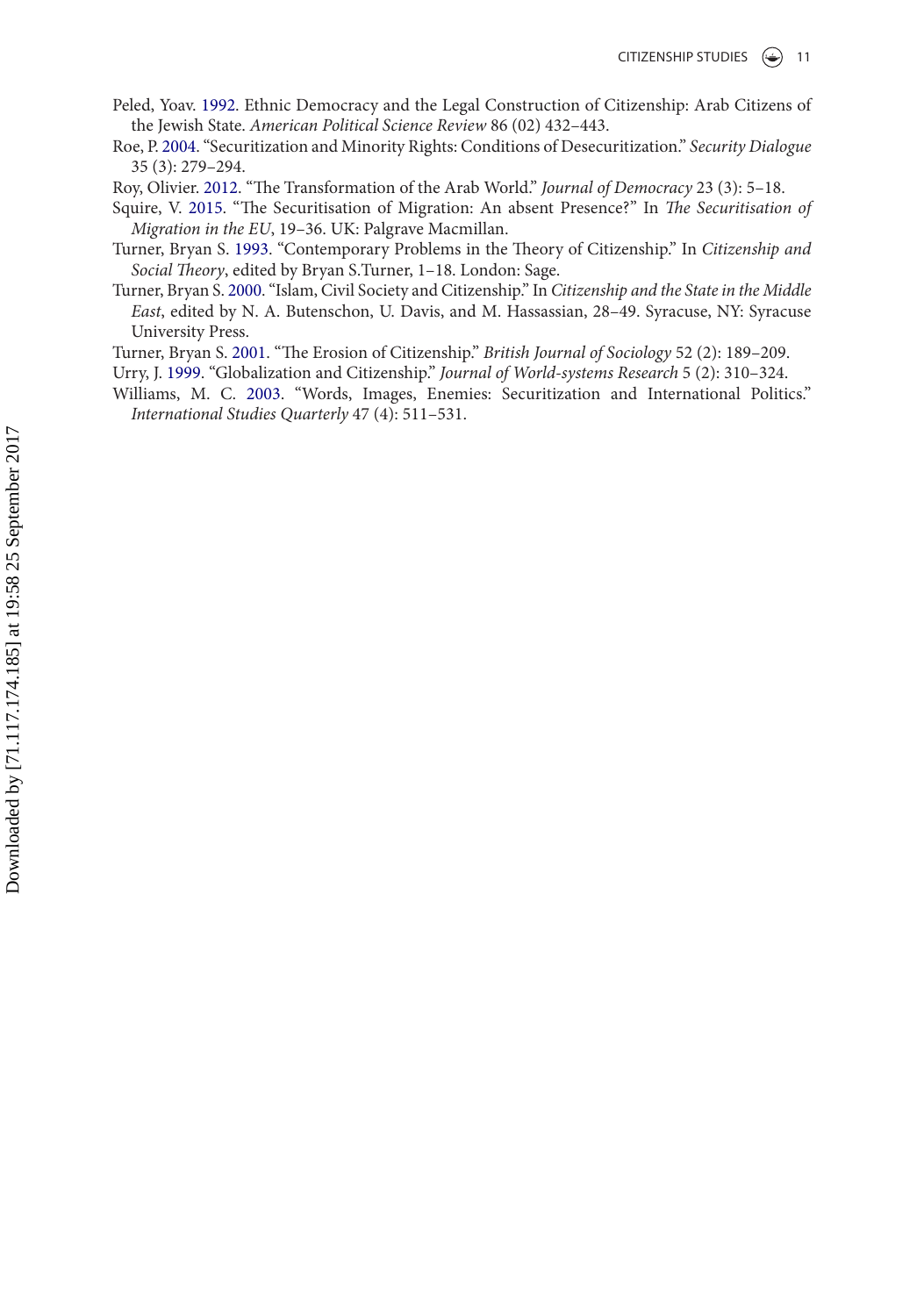Peled, Yoav. 1992. Ethnic Democracy and the Legal Construction of Citizenship: Arab Citizens of the Jewish State. *American Political Science Review* 86 (02) 432–443.

Roe, P. 2004. "Securitization and Minority Rights: Conditions of Desecuritization." *Security Dialogue* 35 (3): 279–294.

Roy, Olivier. 2012. "The Transformation of the Arab World." *Journal of Democracy* 23 (3): 5–18.

Squire, V. 2015. "The Securitisation of Migration: An absent Presence?" In *The Securitisation of Migration in the EU*, 19–36. UK: Palgrave Macmillan.

Turner, Bryan S. 1993. "Contemporary Problems in the Theory of Citizenship." In *Citizenship and Social Theory*, edited by Bryan S.Turner, 1–18. London: Sage.

Turner, Bryan S. 2000. "Islam, Civil Society and Citizenship." In *Citizenship and the State in the Middle East*, edited by N. A. Butenschon, U. Davis, and M. Hassassian, 28–49. Syracuse, NY: Syracuse University Press.

Turner, Bryan S. 2001. "The Erosion of Citizenship." *British Journal of Sociology* 52 (2): 189–209.

Urry, J. 1999. "Globalization and Citizenship." *Journal of World-systems Research* 5 (2): 310–324.

Williams, M. C. 2003. "Words, Images, Enemies: Securitization and International Politics." *International Studies Quarterly* 47 (4): 511–531.